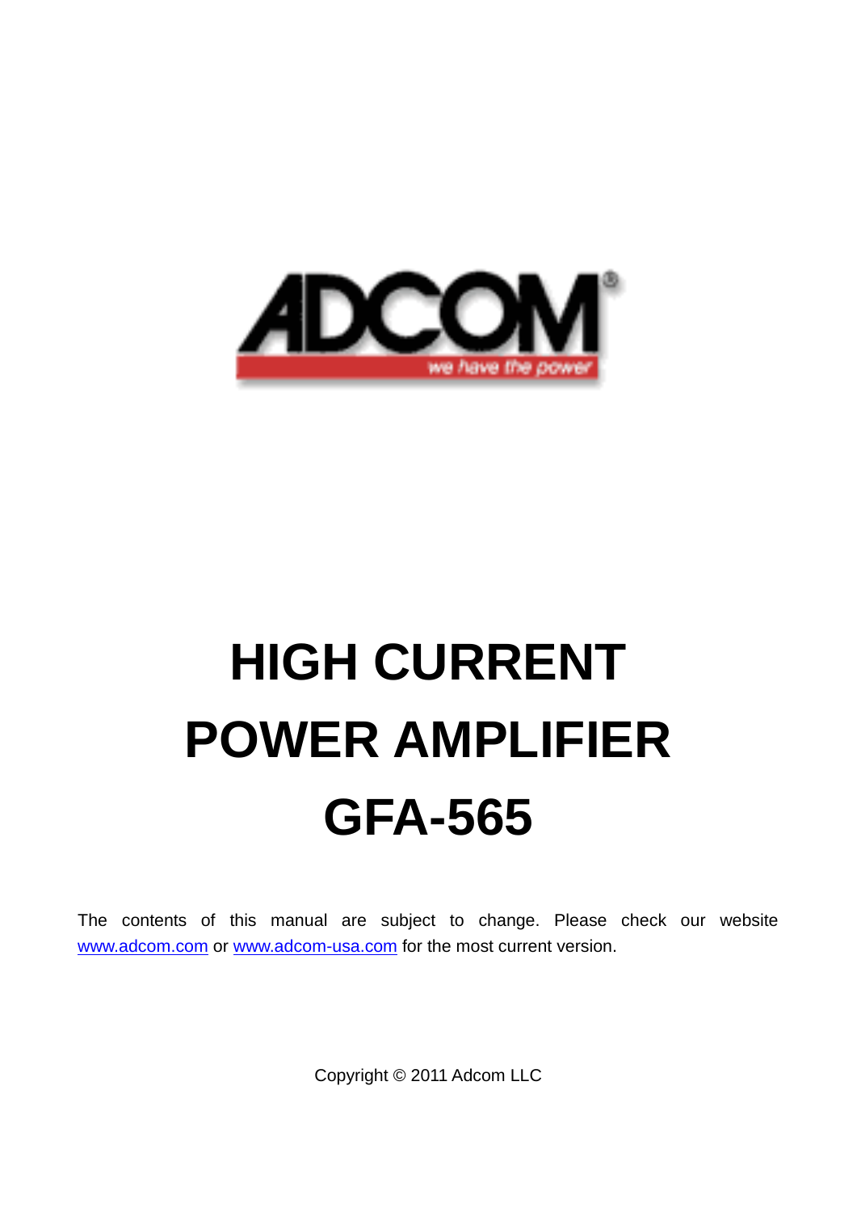ADCOM®

we have the power

# HIGH CURRENT POWER AMPLIFIER

# GFA-565

The contents of this manual are subject to change. Please check our website www.adcom.com or www.adcom-usa.com for the most current version.

Copyright © 2011 Adcom LLC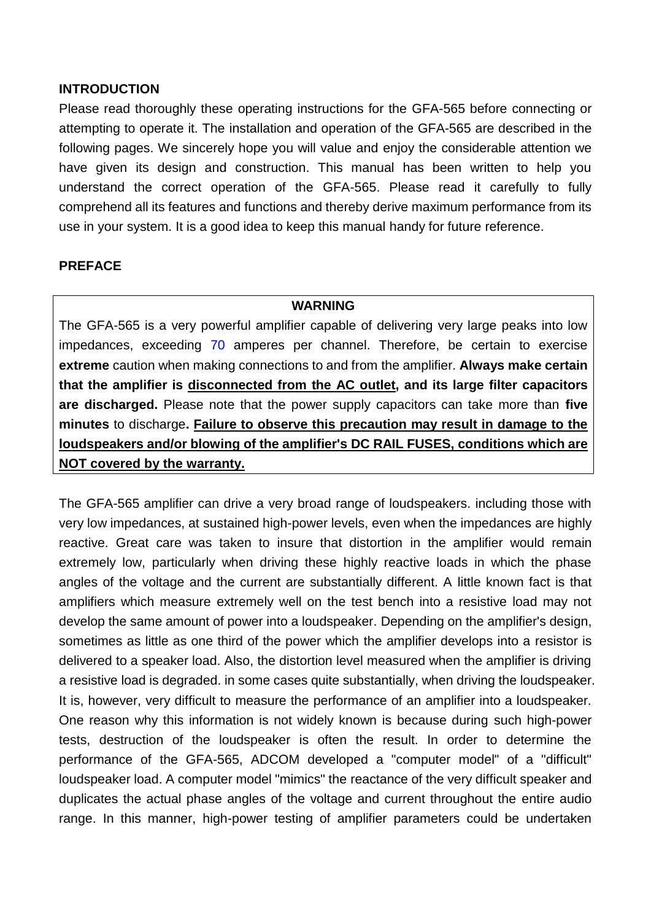## INTRODUCTION

Please read thoroughly these operating instructions for the GFA-565 before connecting or attempting to operate it. The installation and operation of the GFA-565 are described in the following pages. We sincerely hope you will value and enjoy the considerable attention we have given its design and construction. This manual has been written to help you understand the correct operation of the GFA-565. Please read it carefully to fully comprehend all its features and functions and thereby derive maximum performance from its use in your system. It is a good idea to keep this manual handy for future reference.

## PREFACE

**WARNING**

The GFA-565 is a very powerful amplifier capable of delivering very large peaks into low impedances, exceeding 70 amperes per channel. Therefore, be certain to exercise **extreme** caution when making connections to and from the amplifier. **Always make certain that the amplifier is <u>disconnected from the AC outlet</u>, and its large filter capacitors are discharged.** Please note that the power supply capacitors can take more than **five minutes** to discharge**. <u>Failure to observe this precaution may result in damage to the loudspeakers and/or blowing of the amplifier's DC RAIL FUSES, conditions which are NOT covered by the warranty.</u>**

The GFA-565 amplifier can drive a very broad range of loudspeakers. including those with very low impedances, at sustained high-power levels, even when the impedances are highly reactive. Great care was taken to insure that distortion in the amplifier would remain extremely low, particularly when driving these highly reactive loads in which the phase angles of the voltage and the current are substantially different. A little known fact is that amplifiers which measure extremely well on the test bench into a resistive load may not develop the same amount of power into a loudspeaker. Depending on the amplifier's design, sometimes as little as one third of the power which the amplifier develops into a resistor is delivered to a speaker load. Also, the distortion level measured when the amplifier is driving a resistive load is degraded. in some cases quite substantially, when driving the loudspeaker. It is, however, very difficult to measure the performance of an amplifier into a loudspeaker. One reason why this information is not widely known is because during such high-power tests, destruction of the loudspeaker is often the result. In order to determine the performance of the GFA-565, ADCOM developed a "computer model" of a "difficult" loudspeaker load. A computer model "mimics" the reactance of the very difficult speaker and duplicates the actual phase angles of the voltage and current throughout the entire audio range. In this manner, high-power testing of amplifier parameters could be undertaken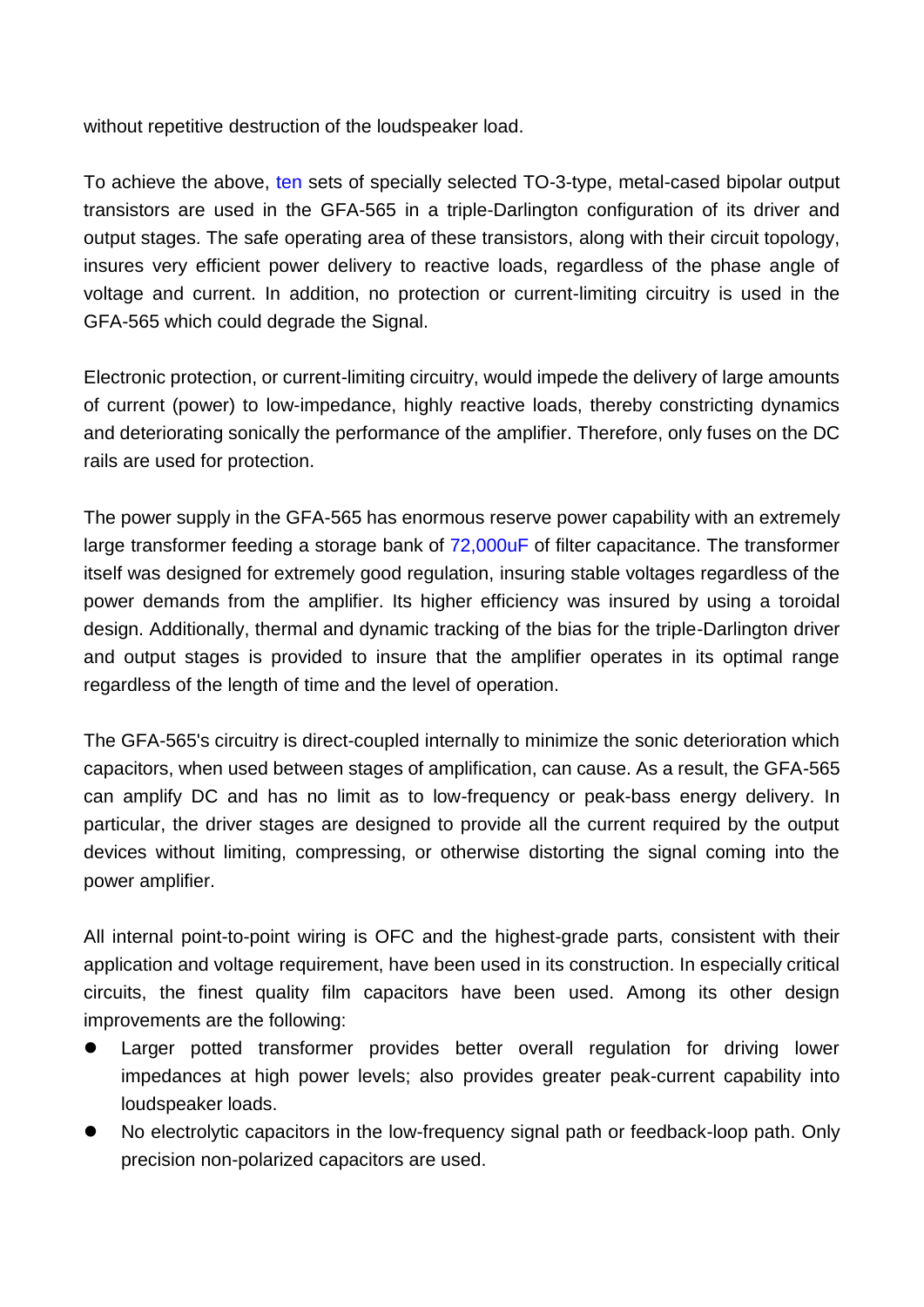without repetitive destruction of the loudspeaker load.

To achieve the above, ten sets of specially selected TO-3-type, metal-cased bipolar output transistors are used in the GFA-565 in a triple-Darlington configuration of its driver and output stages. The safe operating area of these transistors, along with their circuit topology, insures very efficient power delivery to reactive loads, regardless of the phase angle of voltage and current. In addition, no protection or current-limiting circuitry is used in the GFA-565 which could degrade the Signal.

Electronic protection, or current-limiting circuitry, would impede the delivery of large amounts of current (power) to low-impedance, highly reactive loads, thereby constricting dynamics and deteriorating sonically the performance of the amplifier. Therefore, only fuses on the DC rails are used for protection.

The power supply in the GFA-565 has enormous reserve power capability with an extremely large transformer feeding a storage bank of 72,000uF of filter capacitance. The transformer itself was designed for extremely good regulation, insuring stable voltages regardless of the power demands from the amplifier. Its higher efficiency was insured by using a toroidal design. Additionally, thermal and dynamic tracking of the bias for the triple-Darlington driver and output stages is provided to insure that the amplifier operates in its optimal range regardless of the length of time and the level of operation.

The GFA-565's circuitry is direct-coupled internally to minimize the sonic deterioration which capacitors, when used between stages of amplification, can cause. As a result, the GFA-565 can amplify DC and has no limit as to low-frequency or peak-bass energy delivery. In particular, the driver stages are designed to provide all the current required by the output devices without limiting, compressing, or otherwise distorting the signal coming into the power amplifier.

All internal point-to-point wiring is OFC and the highest-grade parts, consistent with their application and voltage requirement, have been used in its construction. In especially critical circuits, the finest quality film capacitors have been used. Among its other design improvements are the following:

- Larger potted transformer provides better overall regulation for driving lower impedances at high power levels; also provides greater peak-current capability into loudspeaker loads.
- No electrolytic capacitors in the low-frequency signal path or feedback-loop path. Only precision non-polarized capacitors are used.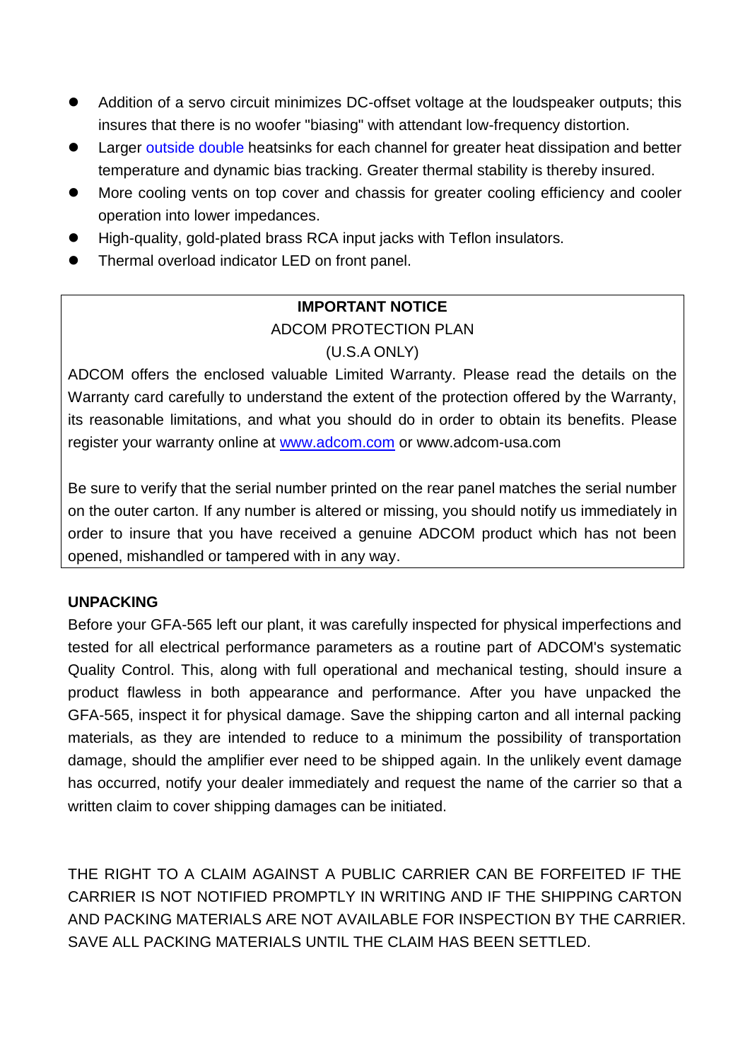- Addition of a servo circuit minimizes DC-offset voltage at the loudspeaker outputs; this insures that there is no woofer "biasing" with attendant low-frequency distortion.
- Larger outside double heatsinks for each channel for greater heat dissipation and better temperature and dynamic bias tracking. Greater thermal stability is thereby insured.
- More cooling vents on top cover and chassis for greater cooling efficiency and cooler operation into lower impedances.
- High-quality, gold-plated brass RCA input jacks with Teflon insulators.
- Thermal overload indicator LED on front panel.

**IMPORTANT NOTICE**

ADCOM PROTECTION PLAN

(U.S.A ONLY)

ADCOM offers the enclosed valuable Limited Warranty. Please read the details on the Warranty card carefully to understand the extent of the protection offered by the Warranty, its reasonable limitations, and what you should do in order to obtain its benefits. Please register your warranty online at www.adcom.com or www.adcom-usa.com

Be sure to verify that the serial number printed on the rear panel matches the serial number on the outer carton. If any number is altered or missing, you should notify us immediately in order to insure that you have received a genuine ADCOM product which has not been opened, mishandled or tampered with in any way.

## UNPACKING

Before your GFA-565 left our plant, it was carefully inspected for physical imperfections and tested for all electrical performance parameters as a routine part of ADCOM's systematic Quality Control. This, along with full operational and mechanical testing, should insure a product flawless in both appearance and performance. After you have unpacked the GFA-565, inspect it for physical damage. Save the shipping carton and all internal packing materials, as they are intended to reduce to a minimum the possibility of transportation damage, should the amplifier ever need to be shipped again. In the unlikely event damage has occurred, notify your dealer immediately and request the name of the carrier so that a written claim to cover shipping damages can be initiated.

THE RIGHT TO A CLAIM AGAINST A PUBLIC CARRIER CAN BE FORFEITED IF THE CARRIER IS NOT NOTIFIED PROMPTLY IN WRITING AND IF THE SHIPPING CARTON AND PACKING MATERIALS ARE NOT AVAILABLE FOR INSPECTION BY THE CARRIER. SAVE ALL PACKING MATERIALS UNTIL THE CLAIM HAS BEEN SETTLED.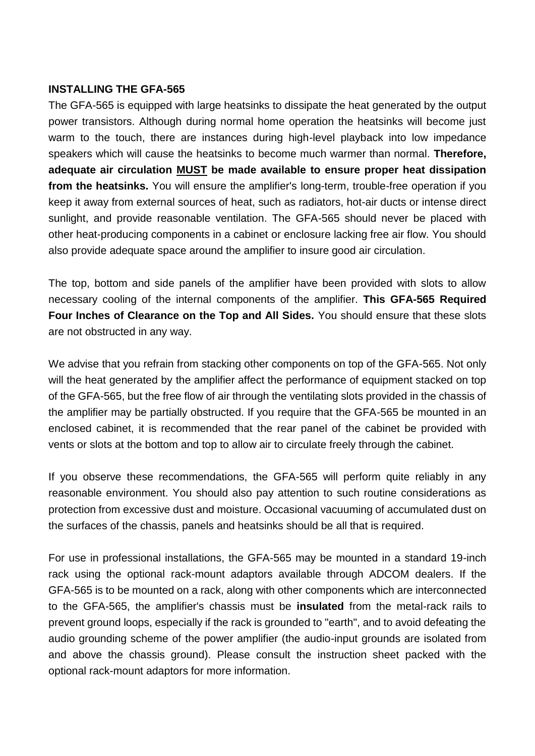**INSTALLING THE GFA-565**

The GFA-565 is equipped with large heatsinks to dissipate the heat generated by the output power transistors. Although during normal home operation the heatsinks will become just warm to the touch, there are instances during high-level playback into low impedance speakers which will cause the heatsinks to become much warmer than normal. **Therefore, adequate air circulation <u>MUST</u> be made available to ensure proper heat dissipation from the heatsinks.** You will ensure the amplifier's long-term, trouble-free operation if you keep it away from external sources of heat, such as radiators, hot-air ducts or intense direct sunlight, and provide reasonable ventilation. The GFA-565 should never be placed with other heat-producing components in a cabinet or enclosure lacking free air flow. You should also provide adequate space around the amplifier to insure good air circulation.

The top, bottom and side panels of the amplifier have been provided with slots to allow necessary cooling of the internal components of the amplifier. **This GFA-565 Required Four Inches of Clearance on the Top and All Sides.** You should ensure that these slots are not obstructed in any way.

We advise that you refrain from stacking other components on top of the GFA-565. Not only will the heat generated by the amplifier affect the performance of equipment stacked on top of the GFA-565, but the free flow of air through the ventilating slots provided in the chassis of the amplifier may be partially obstructed. If you require that the GFA-565 be mounted in an enclosed cabinet, it is recommended that the rear panel of the cabinet be provided with vents or slots at the bottom and top to allow air to circulate freely through the cabinet.

If you observe these recommendations, the GFA-565 will perform quite reliably in any reasonable environment. You should also pay attention to such routine considerations as protection from excessive dust and moisture. Occasional vacuuming of accumulated dust on the surfaces of the chassis, panels and heatsinks should be all that is required.

For use in professional installations, the GFA-565 may be mounted in a standard 19-inch rack using the optional rack-mount adaptors available through ADCOM dealers. If the GFA-565 is to be mounted on a rack, along with other components which are interconnected to the GFA-565, the amplifier's chassis must be **insulated** from the metal-rack rails to prevent ground loops, especially if the rack is grounded to "earth", and to avoid defeating the audio grounding scheme of the power amplifier (the audio-input grounds are isolated from and above the chassis ground). Please consult the instruction sheet packed with the optional rack-mount adaptors for more information.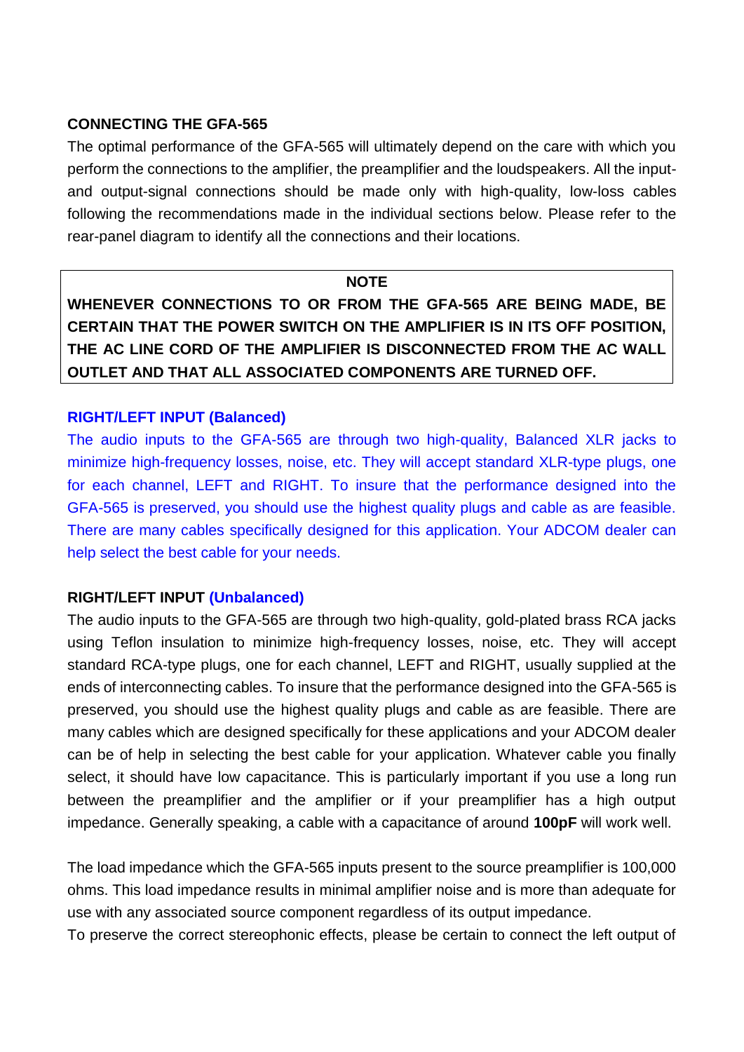**CONNECTING THE GFA-565**

The optimal performance of the GFA-565 will ultimately depend on the care with which you perform the connections to the amplifier, the preamplifier and the loudspeakers. All the input- and output-signal connections should be made only with high-quality, low-loss cables following the recommendations made in the individual sections below. Please refer to the rear-panel diagram to identify all the connections and their locations.

> **NOTE**
>
> **WHENEVER CONNECTIONS TO OR FROM THE GFA-565 ARE BEING MADE, BE CERTAIN THAT THE POWER SWITCH ON THE AMPLIFIER IS IN ITS OFF POSITION, THE AC LINE CORD OF THE AMPLIFIER IS DISCONNECTED FROM THE AC WALL OUTLET AND THAT ALL ASSOCIATED COMPONENTS ARE TURNED OFF.**

**RIGHT/LEFT INPUT (Balanced)**

The audio inputs to the GFA-565 are through two high-quality, Balanced XLR jacks to minimize high-frequency losses, noise, etc. They will accept standard XLR-type plugs, one for each channel, LEFT and RIGHT. To insure that the performance designed into the GFA-565 is preserved, you should use the highest quality plugs and cable as are feasible. There are many cables specifically designed for this application. Your ADCOM dealer can help select the best cable for your needs.

**RIGHT/LEFT INPUT (Unbalanced)**

The audio inputs to the GFA-565 are through two high-quality, gold-plated brass RCA jacks using Teflon insulation to minimize high-frequency losses, noise, etc. They will accept standard RCA-type plugs, one for each channel, LEFT and RIGHT, usually supplied at the ends of interconnecting cables. To insure that the performance designed into the GFA-565 is preserved, you should use the highest quality plugs and cable as are feasible. There are many cables which are designed specifically for these applications and your ADCOM dealer can be of help in selecting the best cable for your application. Whatever cable you finally select, it should have low capacitance. This is particularly important if you use a long run between the preamplifier and the amplifier or if your preamplifier has a high output impedance. Generally speaking, a cable with a capacitance of around **100pF** will work well.

The load impedance which the GFA-565 inputs present to the source preamplifier is 100,000 ohms. This load impedance results in minimal amplifier noise and is more than adequate for use with any associated source component regardless of its output impedance.

To preserve the correct stereophonic effects, please be certain to connect the left output of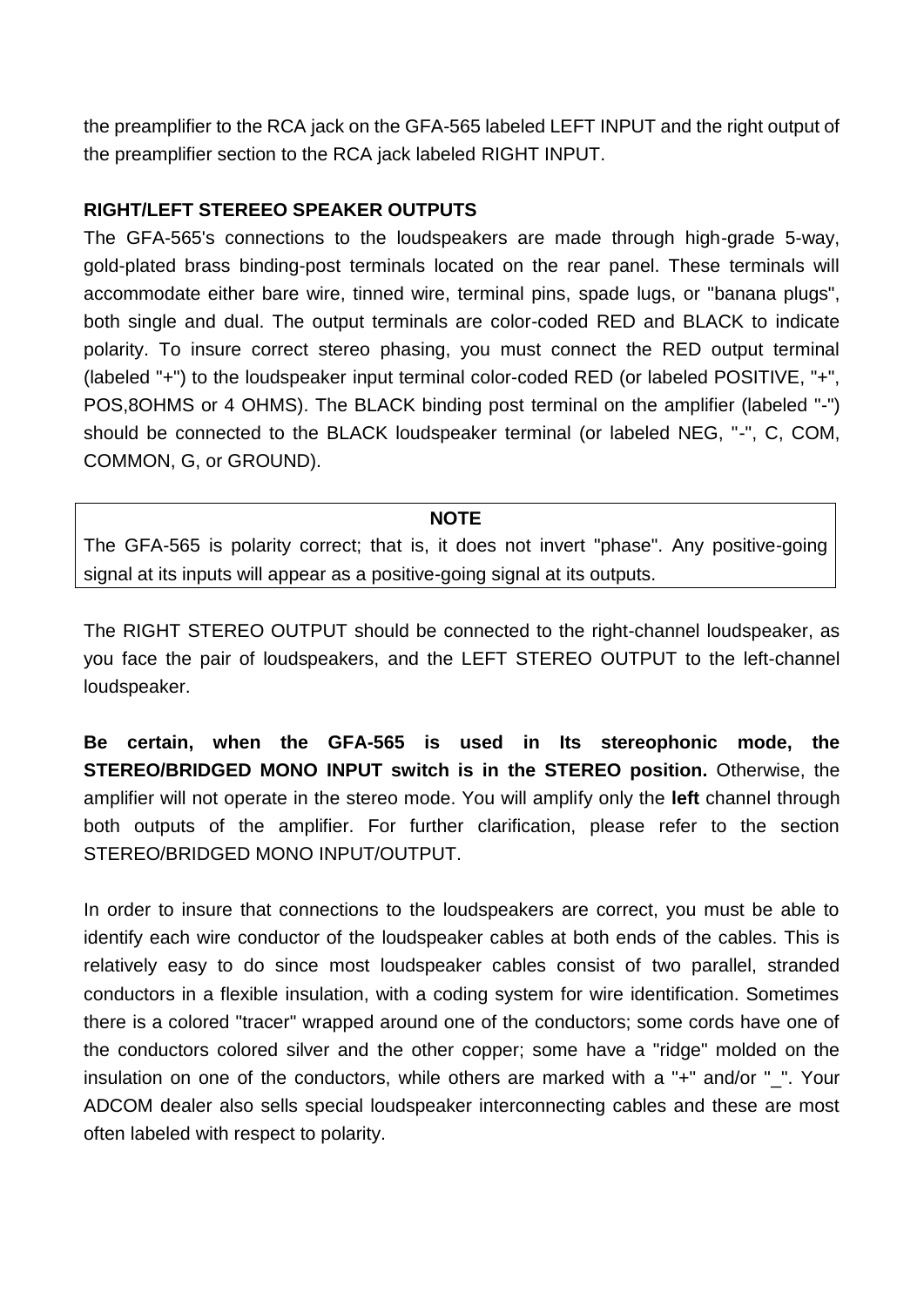the preamplifier to the RCA jack on the GFA-565 labeled LEFT INPUT and the right output of the preamplifier section to the RCA jack labeled RIGHT INPUT.

**RIGHT/LEFT STEREEO SPEAKER OUTPUTS**

The GFA-565's connections to the loudspeakers are made through high-grade 5-way, gold-plated brass binding-post terminals located on the rear panel. These terminals will accommodate either bare wire, tinned wire, terminal pins, spade lugs, or "banana plugs", both single and dual. The output terminals are color-coded RED and BLACK to indicate polarity. To insure correct stereo phasing, you must connect the RED output terminal (labeled "+") to the loudspeaker input terminal color-coded RED (or labeled POSITIVE, "+", POS,8OHMS or 4 OHMS). The BLACK binding post terminal on the amplifier (labeled "-") should be connected to the BLACK loudspeaker terminal (or labeled NEG, "-", C, COM, COMMON, G, or GROUND).

**NOTE**

The GFA-565 is polarity correct; that is, it does not invert "phase". Any positive-going signal at its inputs will appear as a positive-going signal at its outputs.

The RIGHT STEREO OUTPUT should be connected to the right-channel loudspeaker, as you face the pair of loudspeakers, and the LEFT STEREO OUTPUT to the left-channel loudspeaker.

**Be certain, when the GFA-565 is used in Its stereophonic mode, the STEREO/BRIDGED MONO INPUT switch is in the STEREO position.** Otherwise, the amplifier will not operate in the stereo mode. You will amplify only the **left** channel through both outputs of the amplifier. For further clarification, please refer to the section STEREO/BRIDGED MONO INPUT/OUTPUT.

In order to insure that connections to the loudspeakers are correct, you must be able to identify each wire conductor of the loudspeaker cables at both ends of the cables. This is relatively easy to do since most loudspeaker cables consist of two parallel, stranded conductors in a flexible insulation, with a coding system for wire identification. Sometimes there is a colored "tracer" wrapped around one of the conductors; some cords have one of the conductors colored silver and the other copper; some have a "ridge" molded on the insulation on one of the conductors, while others are marked with a "+" and/or "_". Your ADCOM dealer also sells special loudspeaker interconnecting cables and these are most often labeled with respect to polarity.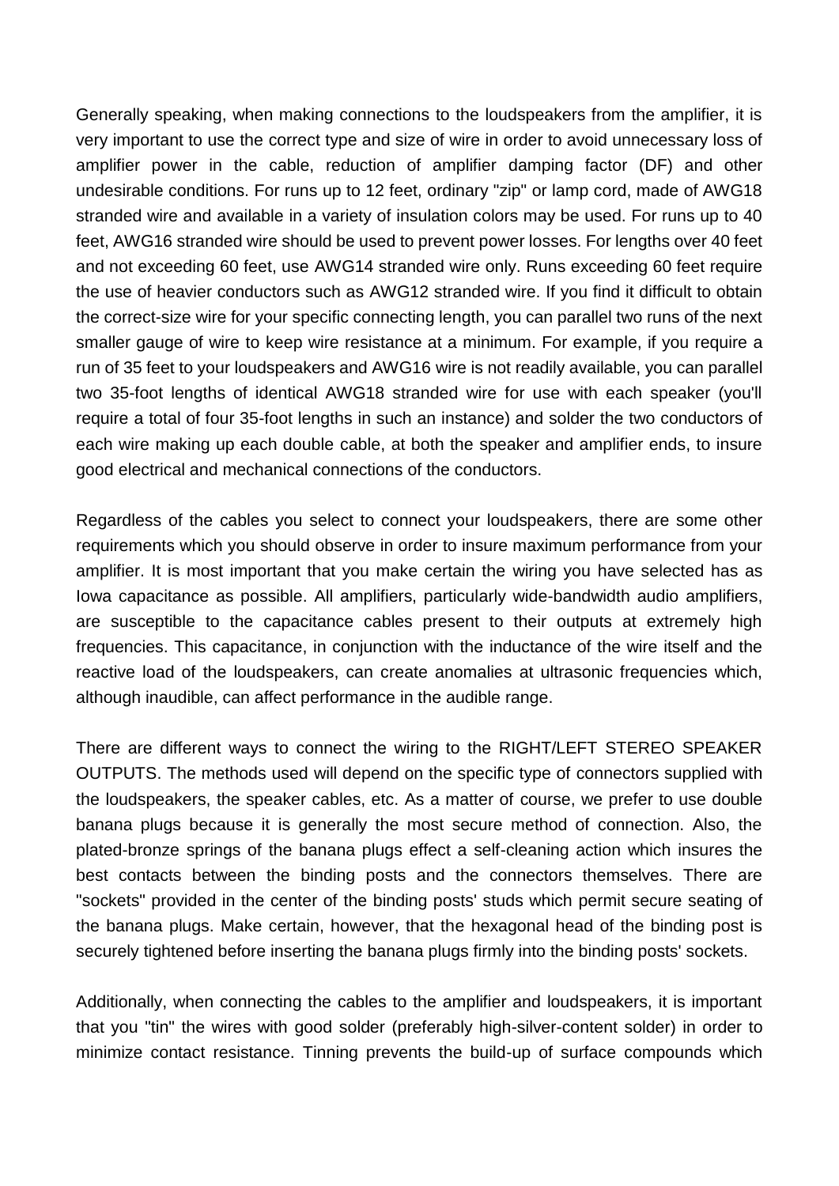Generally speaking, when making connections to the loudspeakers from the amplifier, it is very important to use the correct type and size of wire in order to avoid unnecessary loss of amplifier power in the cable, reduction of amplifier damping factor (DF) and other undesirable conditions. For runs up to 12 feet, ordinary "zip" or lamp cord, made of AWG18 stranded wire and available in a variety of insulation colors may be used. For runs up to 40 feet, AWG16 stranded wire should be used to prevent power losses. For lengths over 40 feet and not exceeding 60 feet, use AWG14 stranded wire only. Runs exceeding 60 feet require the use of heavier conductors such as AWG12 stranded wire. If you find it difficult to obtain the correct-size wire for your specific connecting length, you can parallel two runs of the next smaller gauge of wire to keep wire resistance at a minimum. For example, if you require a run of 35 feet to your loudspeakers and AWG16 wire is not readily available, you can parallel two 35-foot lengths of identical AWG18 stranded wire for use with each speaker (you'll require a total of four 35-foot lengths in such an instance) and solder the two conductors of each wire making up each double cable, at both the speaker and amplifier ends, to insure good electrical and mechanical connections of the conductors.

Regardless of the cables you select to connect your loudspeakers, there are some other requirements which you should observe in order to insure maximum performance from your amplifier. It is most important that you make certain the wiring you have selected has as Iowa capacitance as possible. All amplifiers, particularly wide-bandwidth audio amplifiers, are susceptible to the capacitance cables present to their outputs at extremely high frequencies. This capacitance, in conjunction with the inductance of the wire itself and the reactive load of the loudspeakers, can create anomalies at ultrasonic frequencies which, although inaudible, can affect performance in the audible range.

There are different ways to connect the wiring to the RIGHT/LEFT STEREO SPEAKER OUTPUTS. The methods used will depend on the specific type of connectors supplied with the loudspeakers, the speaker cables, etc. As a matter of course, we prefer to use double banana plugs because it is generally the most secure method of connection. Also, the plated-bronze springs of the banana plugs effect a self-cleaning action which insures the best contacts between the binding posts and the connectors themselves. There are "sockets" provided in the center of the binding posts' studs which permit secure seating of the banana plugs. Make certain, however, that the hexagonal head of the binding post is securely tightened before inserting the banana plugs firmly into the binding posts' sockets.

Additionally, when connecting the cables to the amplifier and loudspeakers, it is important that you "tin" the wires with good solder (preferably high-silver-content solder) in order to minimize contact resistance. Tinning prevents the build-up of surface compounds which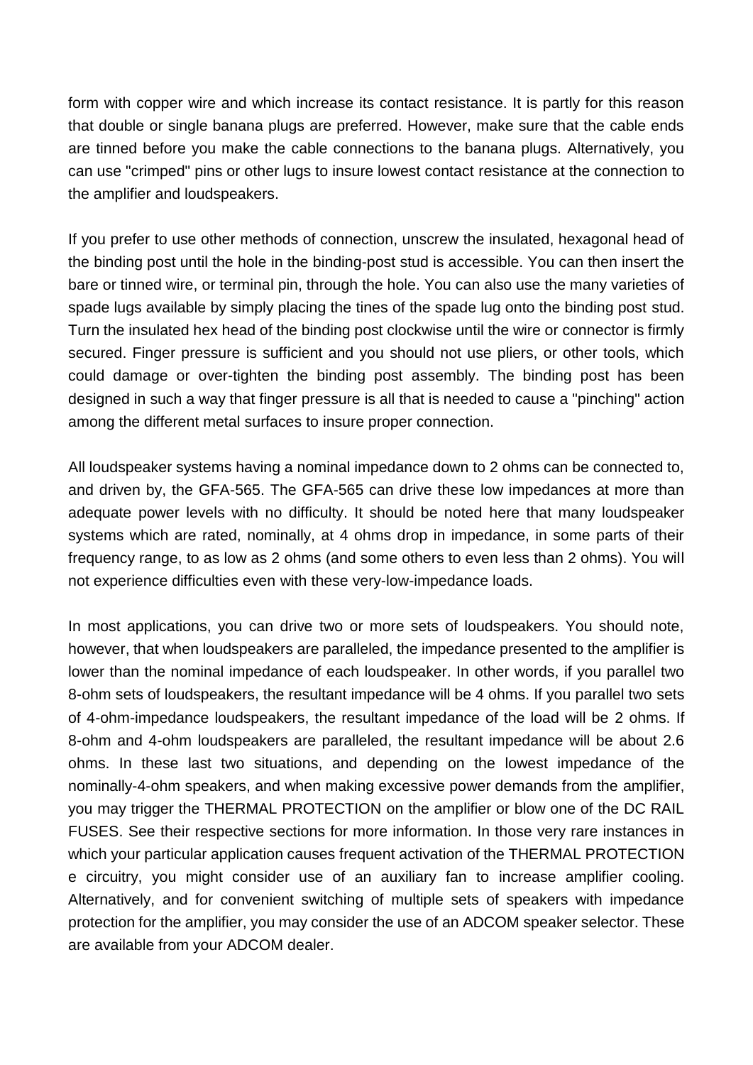form with copper wire and which increase its contact resistance. It is partly for this reason that double or single banana plugs are preferred. However, make sure that the cable ends are tinned before you make the cable connections to the banana plugs. Alternatively, you can use "crimped" pins or other lugs to insure lowest contact resistance at the connection to the amplifier and loudspeakers.

If you prefer to use other methods of connection, unscrew the insulated, hexagonal head of the binding post until the hole in the binding-post stud is accessible. You can then insert the bare or tinned wire, or terminal pin, through the hole. You can also use the many varieties of spade lugs available by simply placing the tines of the spade lug onto the binding post stud. Turn the insulated hex head of the binding post clockwise until the wire or connector is firmly secured. Finger pressure is sufficient and you should not use pliers, or other tools, which could damage or over-tighten the binding post assembly. The binding post has been designed in such a way that finger pressure is all that is needed to cause a "pinching" action among the different metal surfaces to insure proper connection.

All loudspeaker systems having a nominal impedance down to 2 ohms can be connected to, and driven by, the GFA-565. The GFA-565 can drive these low impedances at more than adequate power levels with no difficulty. It should be noted here that many loudspeaker systems which are rated, nominally, at 4 ohms drop in impedance, in some parts of their frequency range, to as low as 2 ohms (and some others to even less than 2 ohms). You will not experience difficulties even with these very-low-impedance loads.

In most applications, you can drive two or more sets of loudspeakers. You should note, however, that when loudspeakers are paralleled, the impedance presented to the amplifier is lower than the nominal impedance of each loudspeaker. In other words, if you parallel two 8-ohm sets of loudspeakers, the resultant impedance will be 4 ohms. If you parallel two sets of 4-ohm-impedance loudspeakers, the resultant impedance of the load will be 2 ohms. If 8-ohm and 4-ohm loudspeakers are paralleled, the resultant impedance will be about 2.6 ohms. In these last two situations, and depending on the lowest impedance of the nominally-4-ohm speakers, and when making excessive power demands from the amplifier, you may trigger the THERMAL PROTECTION on the amplifier or blow one of the DC RAIL FUSES. See their respective sections for more information. In those very rare instances in which your particular application causes frequent activation of the THERMAL PROTECTION e circuitry, you might consider use of an auxiliary fan to increase amplifier cooling. Alternatively, and for convenient switching of multiple sets of speakers with impedance protection for the amplifier, you may consider the use of an ADCOM speaker selector. These are available from your ADCOM dealer.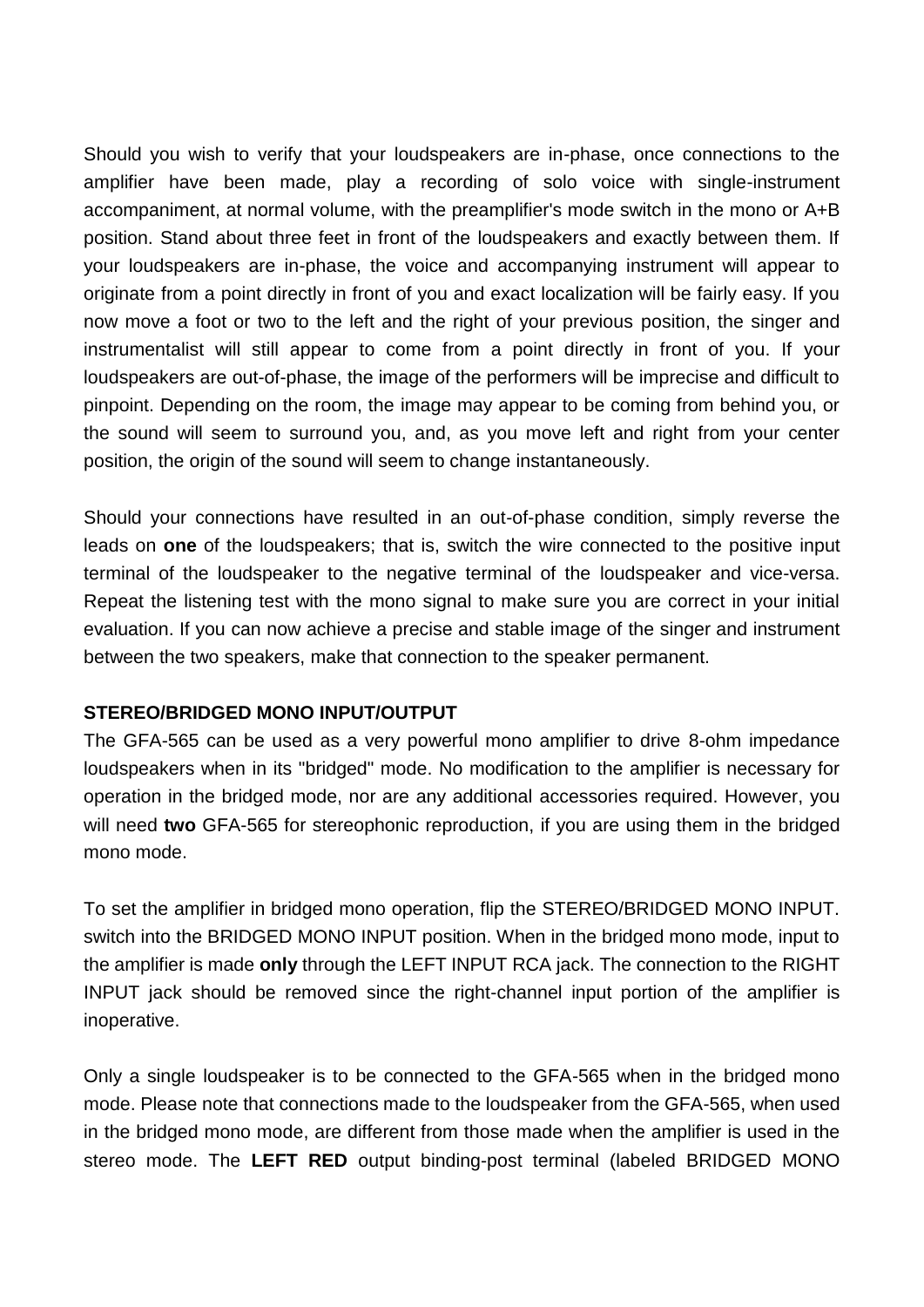Should you wish to verify that your loudspeakers are in-phase, once connections to the amplifier have been made, play a recording of solo voice with single-instrument accompaniment, at normal volume, with the preamplifier's mode switch in the mono or A+B position. Stand about three feet in front of the loudspeakers and exactly between them. If your loudspeakers are in-phase, the voice and accompanying instrument will appear to originate from a point directly in front of you and exact localization will be fairly easy. If you now move a foot or two to the left and the right of your previous position, the singer and instrumentalist will still appear to come from a point directly in front of you. If your loudspeakers are out-of-phase, the image of the performers will be imprecise and difficult to pinpoint. Depending on the room, the image may appear to be coming from behind you, or the sound will seem to surround you, and, as you move left and right from your center position, the origin of the sound will seem to change instantaneously.

Should your connections have resulted in an out-of-phase condition, simply reverse the leads on **one** of the loudspeakers; that is, switch the wire connected to the positive input terminal of the loudspeaker to the negative terminal of the loudspeaker and vice-versa. Repeat the listening test with the mono signal to make sure you are correct in your initial evaluation. If you can now achieve a precise and stable image of the singer and instrument between the two speakers, make that connection to the speaker permanent.

**STEREO/BRIDGED MONO INPUT/OUTPUT**

The GFA-565 can be used as a very powerful mono amplifier to drive 8-ohm impedance loudspeakers when in its "bridged" mode. No modification to the amplifier is necessary for operation in the bridged mode, nor are any additional accessories required. However, you will need **two** GFA-565 for stereophonic reproduction, if you are using them in the bridged mono mode.

To set the amplifier in bridged mono operation, flip the STEREO/BRIDGED MONO INPUT. switch into the BRIDGED MONO INPUT position. When in the bridged mono mode, input to the amplifier is made **only** through the LEFT INPUT RCA jack. The connection to the RIGHT INPUT jack should be removed since the right-channel input portion of the amplifier is inoperative.

Only a single loudspeaker is to be connected to the GFA-565 when in the bridged mono mode. Please note that connections made to the loudspeaker from the GFA-565, when used in the bridged mono mode, are different from those made when the amplifier is used in the stereo mode. The **LEFT RED** output binding-post terminal (labeled BRIDGED MONO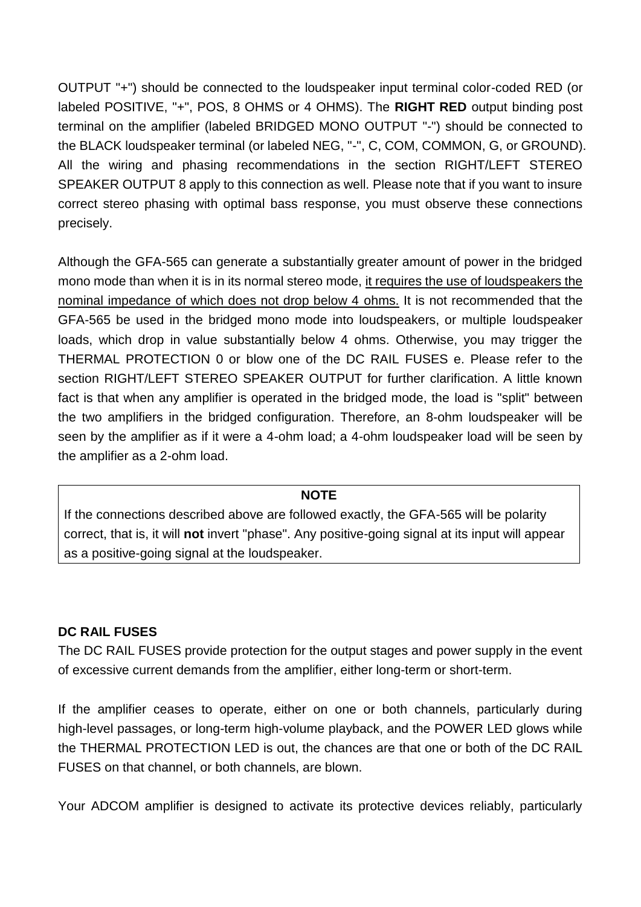OUTPUT "+") should be connected to the loudspeaker input terminal color-coded RED (or labeled POSITIVE, "+", POS, 8 OHMS or 4 OHMS). The **RIGHT RED** output binding post terminal on the amplifier (labeled BRIDGED MONO OUTPUT "-") should be connected to the BLACK loudspeaker terminal (or labeled NEG, "-", C, COM, COMMON, G, or GROUND). All the wiring and phasing recommendations in the section RIGHT/LEFT STEREO SPEAKER OUTPUT 8 apply to this connection as well. Please note that if you want to insure correct stereo phasing with optimal bass response, you must observe these connections precisely.

Although the GFA-565 can generate a substantially greater amount of power in the bridged mono mode than when it is in its normal stereo mode, <u>it requires the use of loudspeakers the nominal impedance of which does not drop below 4 ohms.</u> It is not recommended that the GFA-565 be used in the bridged mono mode into loudspeakers, or multiple loudspeaker loads, which drop in value substantially below 4 ohms. Otherwise, you may trigger the THERMAL PROTECTION 0 or blow one of the DC RAIL FUSES e. Please refer to the section RIGHT/LEFT STEREO SPEAKER OUTPUT for further clarification. A little known fact is that when any amplifier is operated in the bridged mode, the load is "split" between the two amplifiers in the bridged configuration. Therefore, an 8-ohm loudspeaker will be seen by the amplifier as if it were a 4-ohm load; a 4-ohm loudspeaker load will be seen by the amplifier as a 2-ohm load.

> **NOTE**
>
> If the connections described above are followed exactly, the GFA-565 will be polarity correct, that is, it will **not** invert "phase". Any positive-going signal at its input will appear as a positive-going signal at the loudspeaker.

**DC RAIL FUSES**

The DC RAIL FUSES provide protection for the output stages and power supply in the event of excessive current demands from the amplifier, either long-term or short-term.

If the amplifier ceases to operate, either on one or both channels, particularly during high-level passages, or long-term high-volume playback, and the POWER LED glows while the THERMAL PROTECTION LED is out, the chances are that one or both of the DC RAIL FUSES on that channel, or both channels, are blown.

Your ADCOM amplifier is designed to activate its protective devices reliably, particularly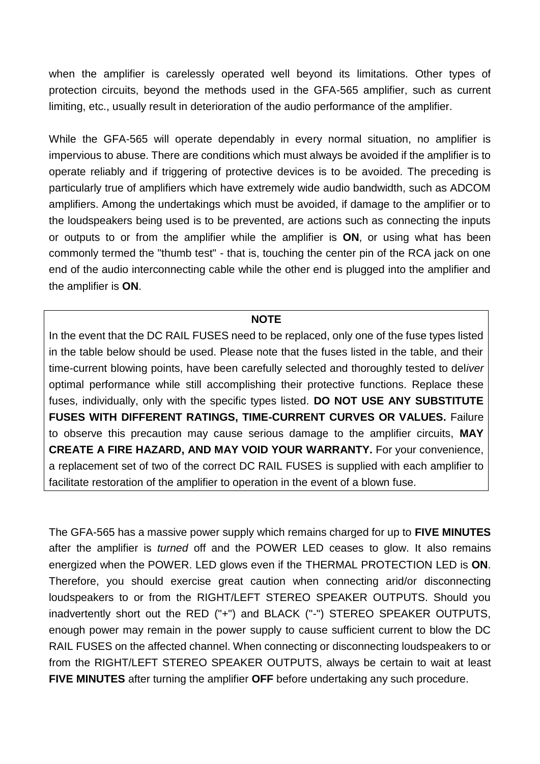when the amplifier is carelessly operated well beyond its limitations. Other types of protection circuits, beyond the methods used in the GFA-565 amplifier, such as current limiting, etc., usually result in deterioration of the audio performance of the amplifier.

While the GFA-565 will operate dependably in every normal situation, no amplifier is impervious to abuse. There are conditions which must always be avoided if the amplifier is to operate reliably and if triggering of protective devices is to be avoided. The preceding is particularly true of amplifiers which have extremely wide audio bandwidth, such as ADCOM amplifiers. Among the undertakings which must be avoided, if damage to the amplifier or to the loudspeakers being used is to be prevented, are actions such as connecting the inputs or outputs to or from the amplifier while the amplifier is **ON**, or using what has been commonly termed the "thumb test" - that is, touching the center pin of the RCA jack on one end of the audio interconnecting cable while the other end is plugged into the amplifier and the amplifier is **ON**.

**NOTE**

In the event that the DC RAIL FUSES need to be replaced, only one of the fuse types listed in the table below should be used. Please note that the fuses listed in the table, and their time-current blowing points, have been carefully selected and thoroughly tested to del*iver* optimal performance while still accomplishing their protective functions. Replace these fuses, individually, only with the specific types listed. **DO NOT USE ANY SUBSTITUTE FUSES WITH DIFFERENT RATINGS, TIME-CURRENT CURVES OR VALUES.** Failure to observe this precaution may cause serious damage to the amplifier circuits, **MAY CREATE A FIRE HAZARD, AND MAY VOID YOUR WARRANTY.** For your convenience, a replacement set of two of the correct DC RAIL FUSES is supplied with each amplifier to facilitate restoration of the amplifier to operation in the event of a blown fuse.

The GFA-565 has a massive power supply which remains charged for up to **FIVE MINUTES** after the amplifier is *turned* off and the POWER LED ceases to glow. It also remains energized when the POWER. LED glows even if the THERMAL PROTECTION LED is **ON**. Therefore, you should exercise great caution when connecting arid/or disconnecting loudspeakers to or from the RIGHT/LEFT STEREO SPEAKER OUTPUTS. Should you inadvertently short out the RED ("+") and BLACK ("-") STEREO SPEAKER OUTPUTS, enough power may remain in the power supply to cause sufficient current to blow the DC RAIL FUSES on the affected channel. When connecting or disconnecting loudspeakers to or from the RIGHT/LEFT STEREO SPEAKER OUTPUTS, always be certain to wait at least **FIVE MINUTES** after turning the amplifier **OFF** before undertaking any such procedure.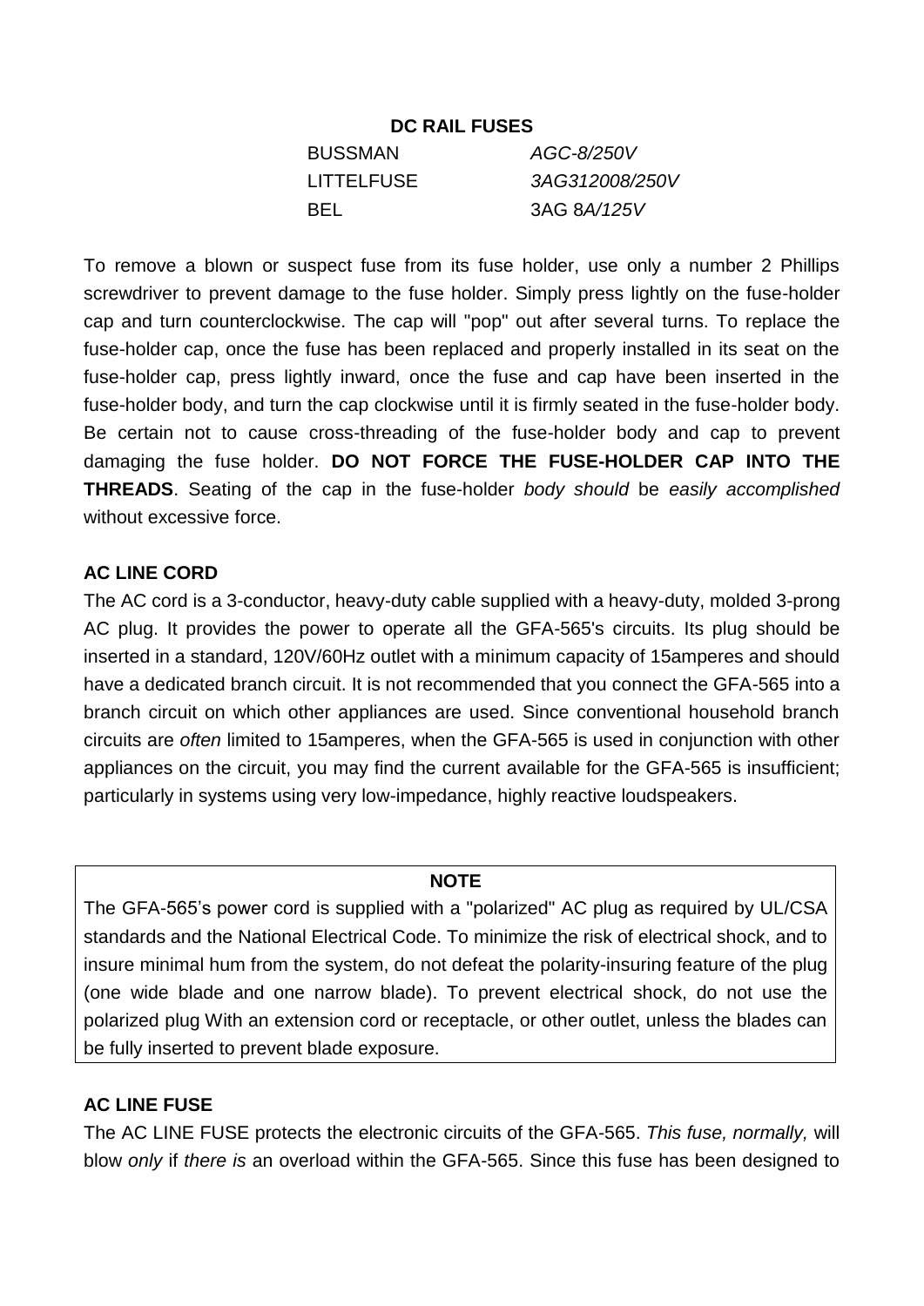**DC RAIL FUSES**

| | |
|---|---|
| BUSSMAN | *AGC-8/250V* |
| LITTELFUSE | *3AG312008/250V* |
| BEL | 3AG 8*A/125V* |

To remove a blown or suspect fuse from its fuse holder, use only a number 2 Phillips screwdriver to prevent damage to the fuse holder. Simply press lightly on the fuse-holder cap and turn counterclockwise. The cap will "pop" out after several turns. To replace the fuse-holder cap, once the fuse has been replaced and properly installed in its seat on the fuse-holder cap, press lightly inward, once the fuse and cap have been inserted in the fuse-holder body, and turn the cap clockwise until it is firmly seated in the fuse-holder body. Be certain not to cause cross-threading of the fuse-holder body and cap to prevent damaging the fuse holder. **DO NOT FORCE THE FUSE-HOLDER CAP INTO THE THREADS**. Seating of the cap in the fuse-holder *body should* be *easily accomplished* without excessive force.

**AC LINE CORD**

The AC cord is a 3-conductor, heavy-duty cable supplied with a heavy-duty, molded 3-prong AC plug. It provides the power to operate all the GFA-565's circuits. Its plug should be inserted in a standard, 120V/60Hz outlet with a minimum capacity of 15amperes and should have a dedicated branch circuit. It is not recommended that you connect the GFA-565 into a branch circuit on which other appliances are used. Since conventional household branch circuits are *often* limited to 15amperes, when the GFA-565 is used in conjunction with other appliances on the circuit, you may find the current available for the GFA-565 is insufficient; particularly in systems using very low-impedance, highly reactive loudspeakers.

> **NOTE**
>
> The GFA-565's power cord is supplied with a "polarized" AC plug as required by UL/CSA standards and the National Electrical Code. To minimize the risk of electrical shock, and to insure minimal hum from the system, do not defeat the polarity-insuring feature of the plug (one wide blade and one narrow blade). To prevent electrical shock, do not use the polarized plug With an extension cord or receptacle, or other outlet, unless the blades can be fully inserted to prevent blade exposure.

**AC LINE FUSE**

The AC LINE FUSE protects the electronic circuits of the GFA-565. *This fuse, normally,* will blow *only* if *there is* an overload within the GFA-565. Since this fuse has been designed to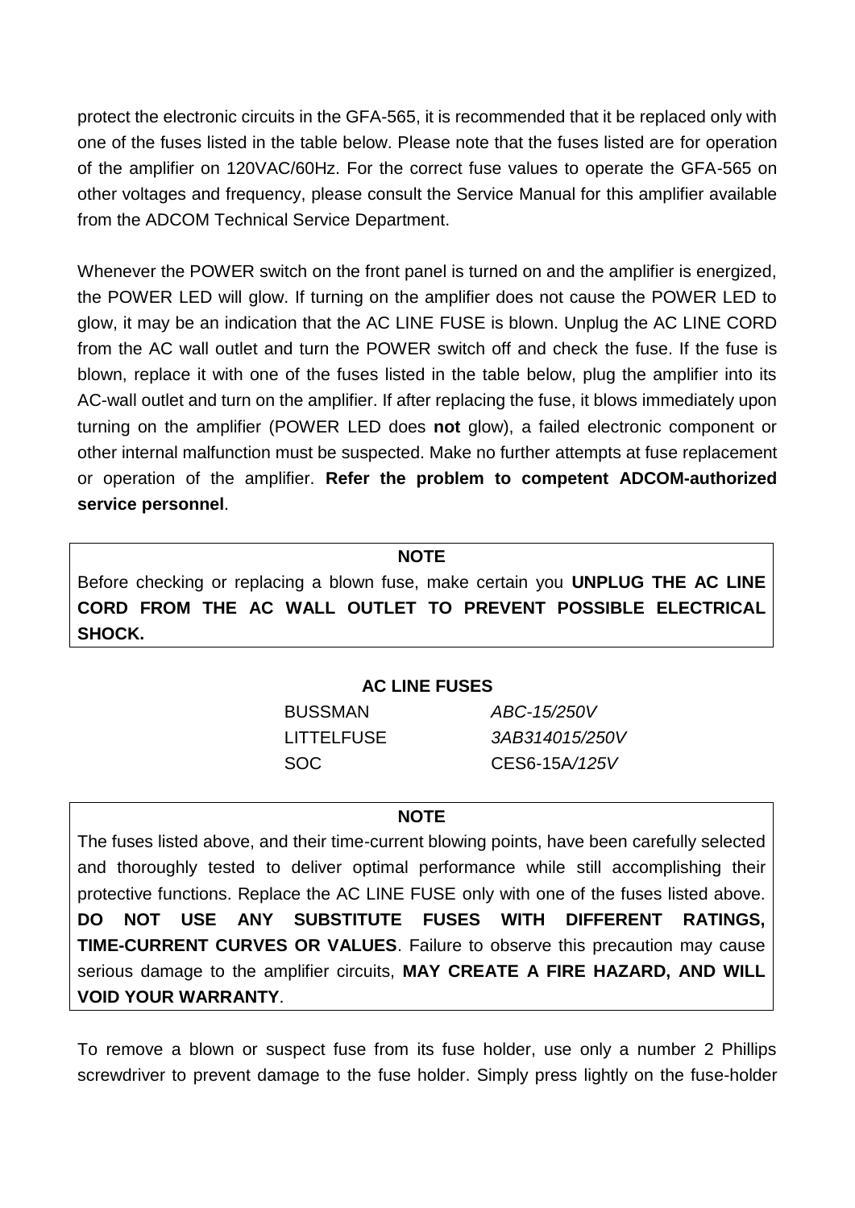protect the electronic circuits in the GFA-565, it is recommended that it be replaced only with one of the fuses listed in the table below. Please note that the fuses listed are for operation of the amplifier on 120VAC/60Hz. For the correct fuse values to operate the GFA-565 on other voltages and frequency, please consult the Service Manual for this amplifier available from the ADCOM Technical Service Department.

Whenever the POWER switch on the front panel is turned on and the amplifier is energized, the POWER LED will glow. If turning on the amplifier does not cause the POWER LED to glow, it may be an indication that the AC LINE FUSE is blown. Unplug the AC LINE CORD from the AC wall outlet and turn the POWER switch off and check the fuse. If the fuse is blown, replace it with one of the fuses listed in the table below, plug the amplifier into its AC-wall outlet and turn on the amplifier. If after replacing the fuse, it blows immediately upon turning on the amplifier (POWER LED does **not** glow), a failed electronic component or other internal malfunction must be suspected. Make no further attempts at fuse replacement or operation of the amplifier. **Refer the problem to competent ADCOM-authorized service personnel**.

> **NOTE**
>
> Before checking or replacing a blown fuse, make certain you **UNPLUG THE AC LINE CORD FROM THE AC WALL OUTLET TO PREVENT POSSIBLE ELECTRICAL SHOCK.**

**AC LINE FUSES**

| | |
|---|---|
| BUSSMAN | *ABC-15/250V* |
| LITTELFUSE | *3AB314015/250V* |
| SOC | CES6-15A/*125V* |

> **NOTE**
>
> The fuses listed above, and their time-current blowing points, have been carefully selected and thoroughly tested to deliver optimal performance while still accomplishing their protective functions. Replace the AC LINE FUSE only with one of the fuses listed above. **DO NOT USE ANY SUBSTITUTE FUSES WITH DIFFERENT RATINGS, TIME-CURRENT CURVES OR VALUES**. Failure to observe this precaution may cause serious damage to the amplifier circuits, **MAY CREATE A FIRE HAZARD, AND WILL VOID YOUR WARRANTY**.

To remove a blown or suspect fuse from its fuse holder, use only a number 2 Phillips screwdriver to prevent damage to the fuse holder. Simply press lightly on the fuse-holder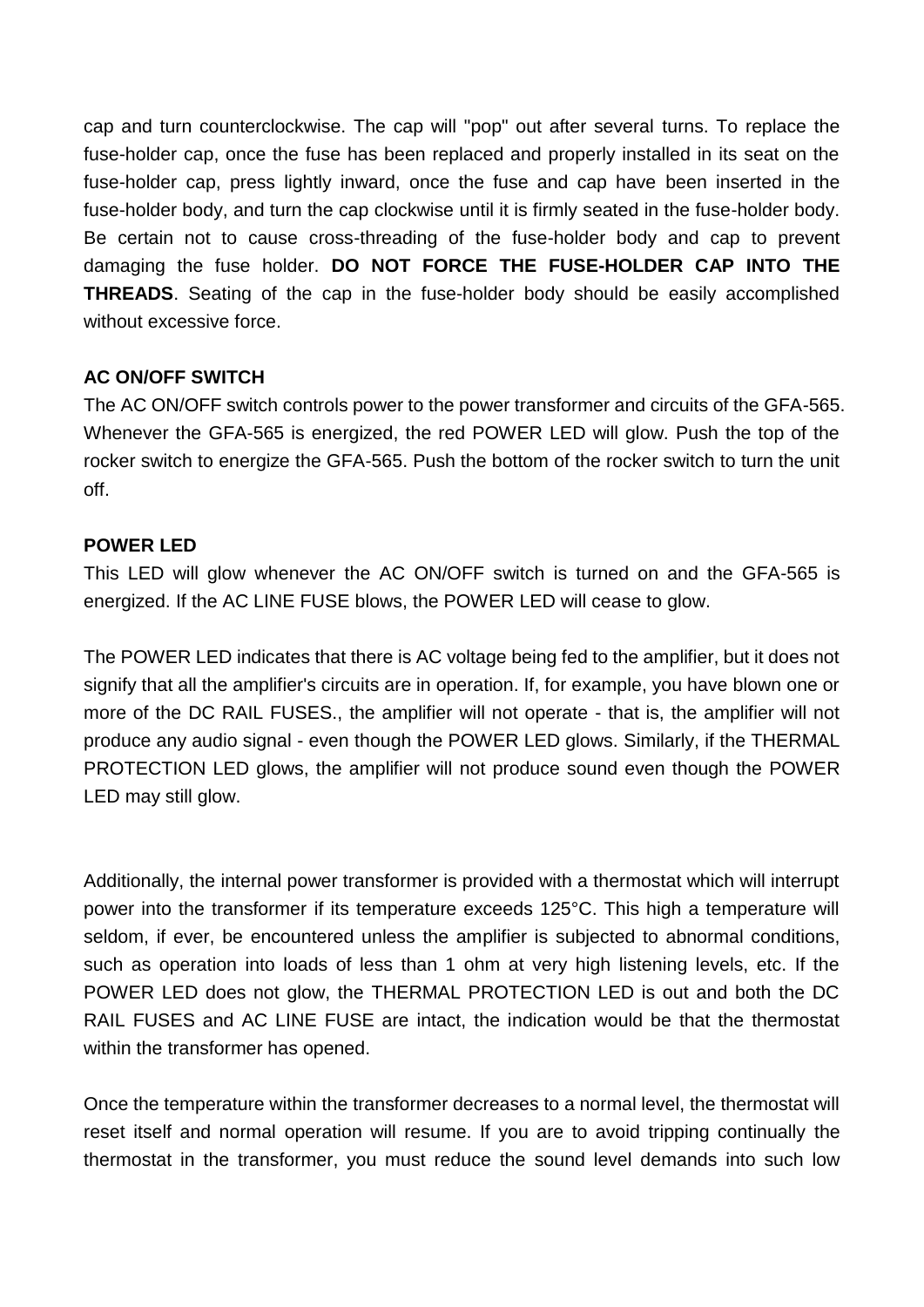cap and turn counterclockwise. The cap will "pop" out after several turns. To replace the fuse-holder cap, once the fuse has been replaced and properly installed in its seat on the fuse-holder cap, press lightly inward, once the fuse and cap have been inserted in the fuse-holder body, and turn the cap clockwise until it is firmly seated in the fuse-holder body. Be certain not to cause cross-threading of the fuse-holder body and cap to prevent damaging the fuse holder. **DO NOT FORCE THE FUSE-HOLDER CAP INTO THE THREADS**. Seating of the cap in the fuse-holder body should be easily accomplished without excessive force.

**AC ON/OFF SWITCH**

The AC ON/OFF switch controls power to the power transformer and circuits of the GFA-565. Whenever the GFA-565 is energized, the red POWER LED will glow. Push the top of the rocker switch to energize the GFA-565. Push the bottom of the rocker switch to turn the unit off.

**POWER LED**

This LED will glow whenever the AC ON/OFF switch is turned on and the GFA-565 is energized. If the AC LINE FUSE blows, the POWER LED will cease to glow.

The POWER LED indicates that there is AC voltage being fed to the amplifier, but it does not signify that all the amplifier's circuits are in operation. If, for example, you have blown one or more of the DC RAIL FUSES., the amplifier will not operate - that is, the amplifier will not produce any audio signal - even though the POWER LED glows. Similarly, if the THERMAL PROTECTION LED glows, the amplifier will not produce sound even though the POWER LED may still glow.

Additionally, the internal power transformer is provided with a thermostat which will interrupt power into the transformer if its temperature exceeds 125°C. This high a temperature will seldom, if ever, be encountered unless the amplifier is subjected to abnormal conditions, such as operation into loads of less than 1 ohm at very high listening levels, etc. If the POWER LED does not glow, the THERMAL PROTECTION LED is out and both the DC RAIL FUSES and AC LINE FUSE are intact, the indication would be that the thermostat within the transformer has opened.

Once the temperature within the transformer decreases to a normal level, the thermostat will reset itself and normal operation will resume. If you are to avoid tripping continually the thermostat in the transformer, you must reduce the sound level demands into such low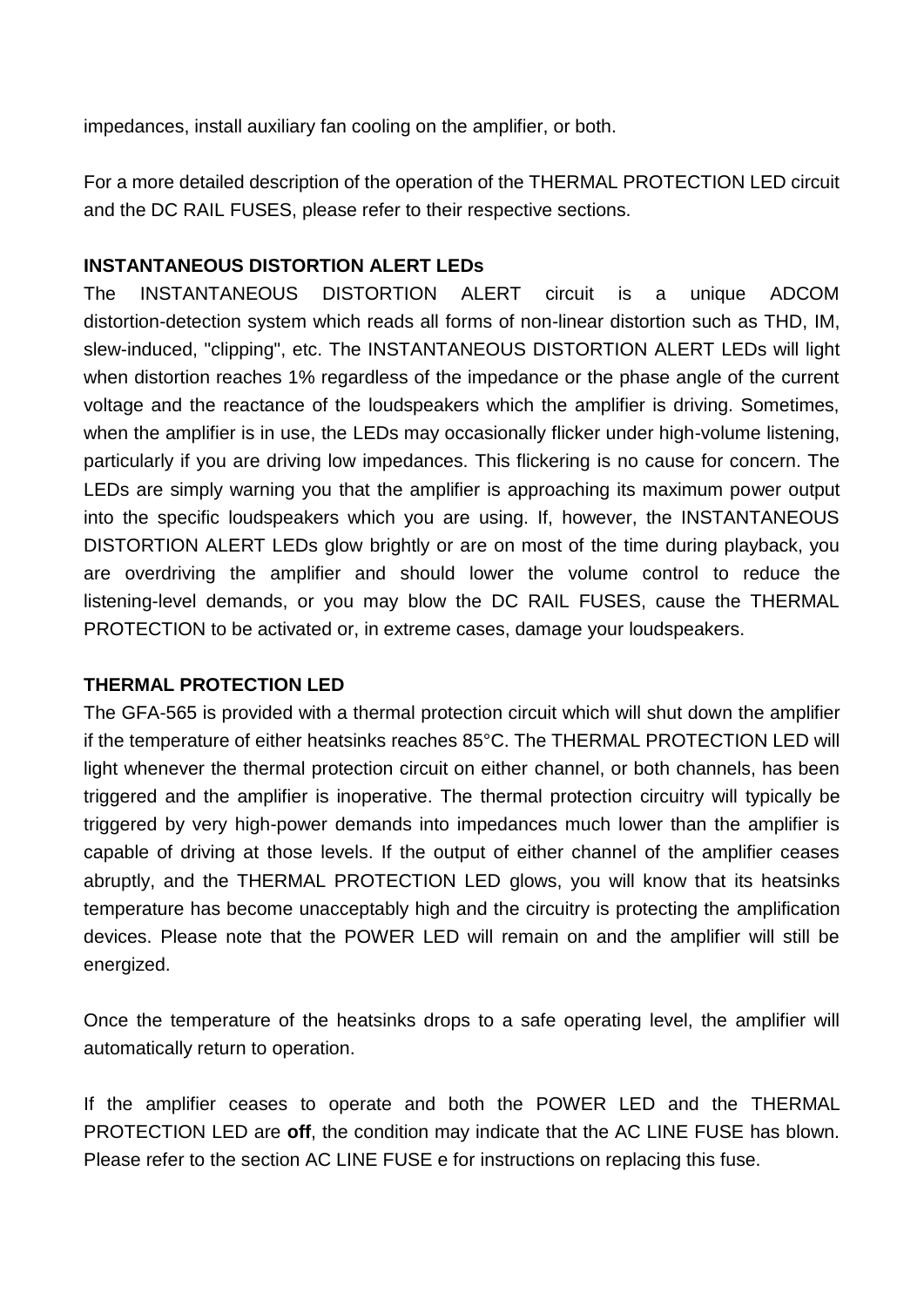impedances, install auxiliary fan cooling on the amplifier, or both.

For a more detailed description of the operation of the THERMAL PROTECTION LED circuit and the DC RAIL FUSES, please refer to their respective sections.

**INSTANTANEOUS DISTORTION ALERT LEDs**

The INSTANTANEOUS DISTORTION ALERT circuit is a unique ADCOM distortion-detection system which reads all forms of non-linear distortion such as THD, IM, slew-induced, "clipping", etc. The INSTANTANEOUS DISTORTION ALERT LEDs will light when distortion reaches 1% regardless of the impedance or the phase angle of the current voltage and the reactance of the loudspeakers which the amplifier is driving. Sometimes, when the amplifier is in use, the LEDs may occasionally flicker under high-volume listening, particularly if you are driving low impedances. This flickering is no cause for concern. The LEDs are simply warning you that the amplifier is approaching its maximum power output into the specific loudspeakers which you are using. If, however, the INSTANTANEOUS DISTORTION ALERT LEDs glow brightly or are on most of the time during playback, you are overdriving the amplifier and should lower the volume control to reduce the listening-level demands, or you may blow the DC RAIL FUSES, cause the THERMAL PROTECTION to be activated or, in extreme cases, damage your loudspeakers.

**THERMAL PROTECTION LED**

The GFA-565 is provided with a thermal protection circuit which will shut down the amplifier if the temperature of either heatsinks reaches 85°C. The THERMAL PROTECTION LED will light whenever the thermal protection circuit on either channel, or both channels, has been triggered and the amplifier is inoperative. The thermal protection circuitry will typically be triggered by very high-power demands into impedances much lower than the amplifier is capable of driving at those levels. If the output of either channel of the amplifier ceases abruptly, and the THERMAL PROTECTION LED glows, you will know that its heatsinks temperature has become unacceptably high and the circuitry is protecting the amplification devices. Please note that the POWER LED will remain on and the amplifier will still be energized.

Once the temperature of the heatsinks drops to a safe operating level, the amplifier will automatically return to operation.

If the amplifier ceases to operate and both the POWER LED and the THERMAL PROTECTION LED are **off**, the condition may indicate that the AC LINE FUSE has blown. Please refer to the section AC LINE FUSE e for instructions on replacing this fuse.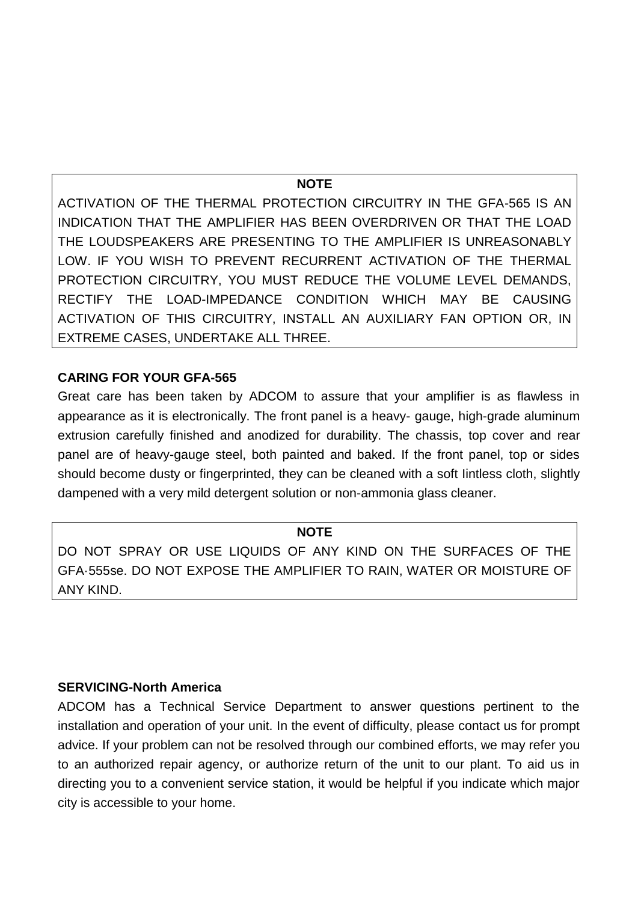**NOTE**

ACTIVATION OF THE THERMAL PROTECTION CIRCUITRY IN THE GFA-565 IS AN INDICATION THAT THE AMPLIFIER HAS BEEN OVERDRIVEN OR THAT THE LOAD THE LOUDSPEAKERS ARE PRESENTING TO THE AMPLIFIER IS UNREASONABLY LOW. IF YOU WISH TO PREVENT RECURRENT ACTIVATION OF THE THERMAL PROTECTION CIRCUITRY, YOU MUST REDUCE THE VOLUME LEVEL DEMANDS, RECTIFY THE LOAD-IMPEDANCE CONDITION WHICH MAY BE CAUSING ACTIVATION OF THIS CIRCUITRY, INSTALL AN AUXILIARY FAN OPTION OR, IN EXTREME CASES, UNDERTAKE ALL THREE.

### CARING FOR YOUR GFA-565

Great care has been taken by ADCOM to assure that your amplifier is as flawless in appearance as it is electronically. The front panel is a heavy- gauge, high-grade aluminum extrusion carefully finished and anodized for durability. The chassis, top cover and rear panel are of heavy-gauge steel, both painted and baked. If the front panel, top or sides should become dusty or fingerprinted, they can be cleaned with a soft Iintless cloth, slightly dampened with a very mild detergent solution or non-ammonia glass cleaner.

**NOTE**

DO NOT SPRAY OR USE LIQUIDS OF ANY KIND ON THE SURFACES OF THE GFA·555se. DO NOT EXPOSE THE AMPLIFIER TO RAIN, WATER OR MOISTURE OF ANY KIND.

### SERVICING-North America

ADCOM has a Technical Service Department to answer questions pertinent to the installation and operation of your unit. In the event of difficulty, please contact us for prompt advice. If your problem can not be resolved through our combined efforts, we may refer you to an authorized repair agency, or authorize return of the unit to our plant. To aid us in directing you to a convenient service station, it would be helpful if you indicate which major city is accessible to your home.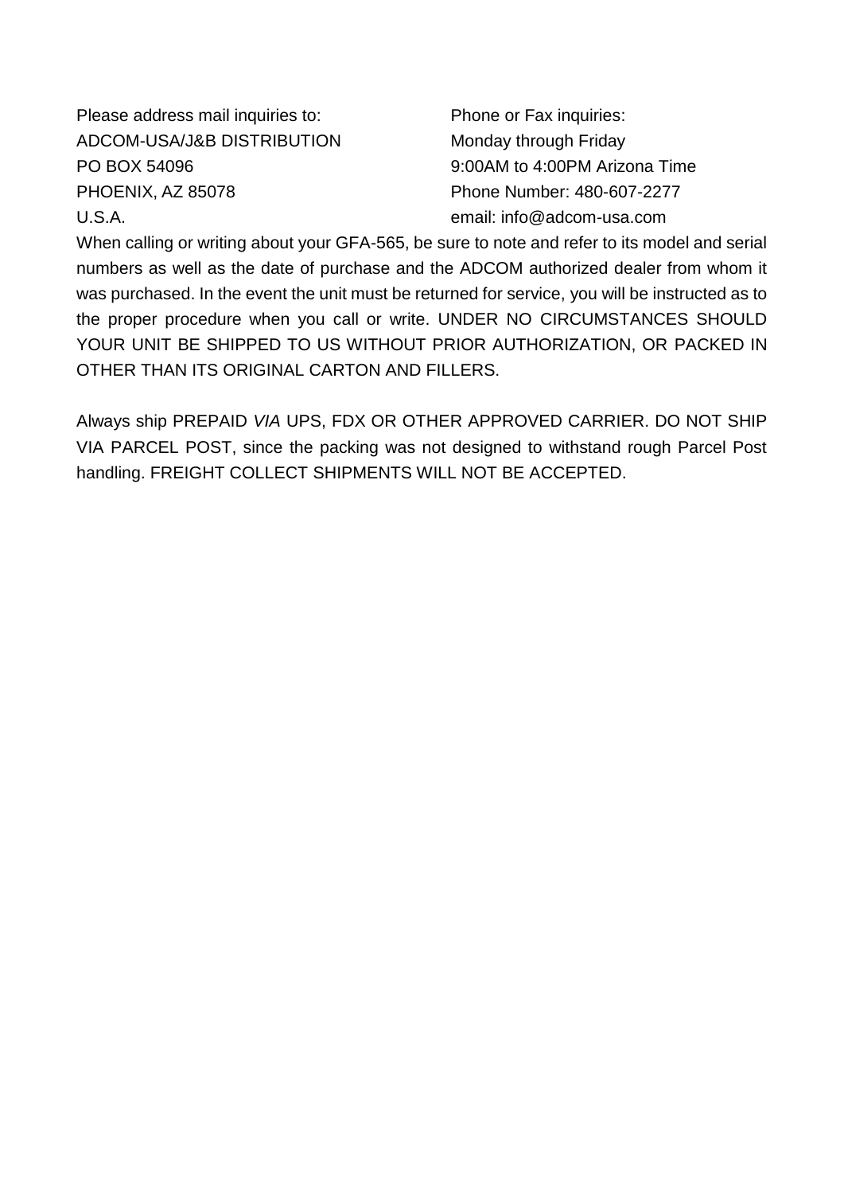Please address mail inquiries to:
ADCOM-USA/J&B DISTRIBUTION
PO BOX 54096
PHOENIX, AZ 85078
U.S.A.

Phone or Fax inquiries:
Monday through Friday
9:00AM to 4:00PM Arizona Time
Phone Number: 480-607-2277
email: info@adcom-usa.com

When calling or writing about your GFA-565, be sure to note and refer to its model and serial numbers as well as the date of purchase and the ADCOM authorized dealer from whom it was purchased. In the event the unit must be returned for service, you will be instructed as to the proper procedure when you call or write. UNDER NO CIRCUMSTANCES SHOULD YOUR UNIT BE SHIPPED TO US WITHOUT PRIOR AUTHORIZATION, OR PACKED IN OTHER THAN ITS ORIGINAL CARTON AND FILLERS.

Always ship PREPAID *VIA* UPS, FDX OR OTHER APPROVED CARRIER. DO NOT SHIP VIA PARCEL POST, since the packing was not designed to withstand rough Parcel Post handling. FREIGHT COLLECT SHIPMENTS WILL NOT BE ACCEPTED.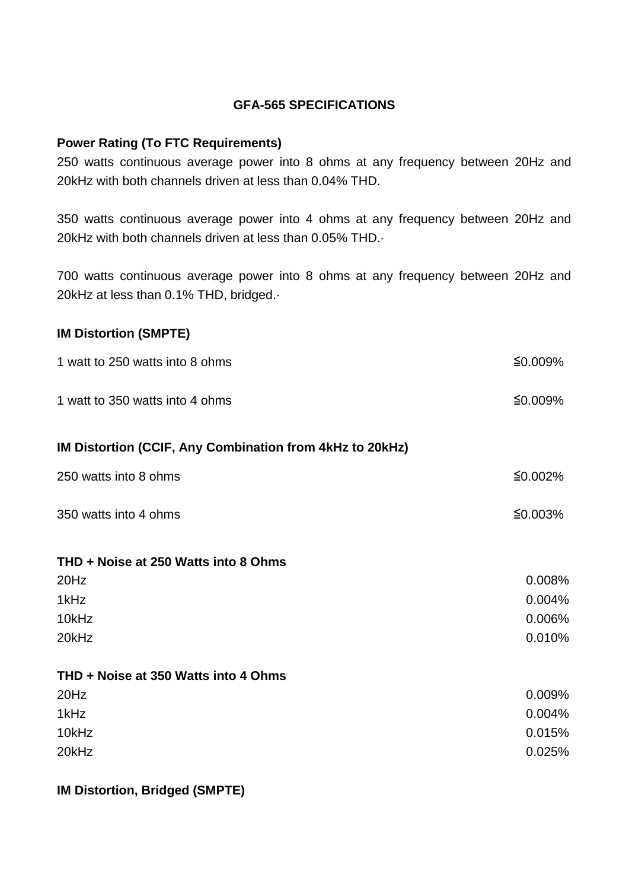## GFA-565 SPECIFICATIONS

**Power Rating (To FTC Requirements)**

250 watts continuous average power into 8 ohms at any frequency between 20Hz and 20kHz with both channels driven at less than 0.04% THD.

350 watts continuous average power into 4 ohms at any frequency between 20Hz and 20kHz with both channels driven at less than 0.05% THD.·

700 watts continuous average power into 8 ohms at any frequency between 20Hz and 20kHz at less than 0.1% THD, bridged.·

**IM Distortion (SMPTE)**

| | |
|---|---|
| 1 watt to 250 watts into 8 ohms | ≦0.009% |
| 1 watt to 350 watts into 4 ohms | ≦0.009% |

**IM Distortion (CCIF, Any Combination from 4kHz to 20kHz)**

| | |
|---|---|
| 250 watts into 8 ohms | ≦0.002% |
| 350 watts into 4 ohms | ≦0.003% |

**THD + Noise at 250 Watts into 8 Ohms**

| | |
|---|---|
| 20Hz | 0.008% |
| 1kHz | 0.004% |
| 10kHz | 0.006% |
| 20kHz | 0.010% |

**THD + Noise at 350 Watts into 4 Ohms**

| | |
|---|---|
| 20Hz | 0.009% |
| 1kHz | 0.004% |
| 10kHz | 0.015% |
| 20kHz | 0.025% |

**IM Distortion, Bridged (SMPTE)**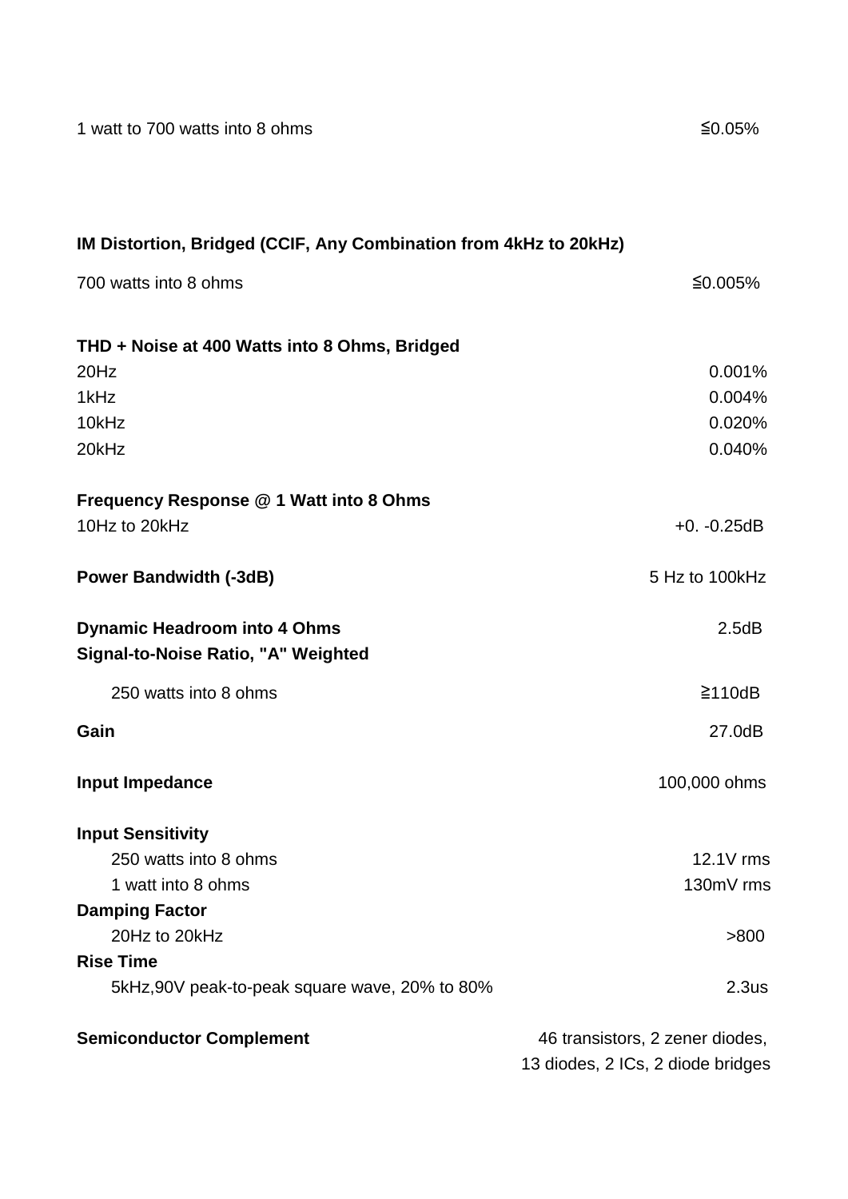1 watt to 700 watts into 8 ohms ≦0.05%

**IM Distortion, Bridged (CCIF, Any Combination from 4kHz to 20kHz)**

700 watts into 8 ohms ≦0.005%

**THD + Noise at 400 Watts into 8 Ohms, Bridged**

| | |
|---|---|
| 20Hz | 0.001% |
| 1kHz | 0.004% |
| 10kHz | 0.020% |
| 20kHz | 0.040% |

**Frequency Response @ 1 Watt into 8 Ohms**

10Hz to 20kHz +0. -0.25dB

**Power Bandwidth (-3dB)** 5 Hz to 100kHz

**Dynamic Headroom into 4 Ohms** 2.5dB

**Signal-to-Noise Ratio, "A" Weighted**

250 watts into 8 ohms ≧110dB

**Gain** 27.0dB

**Input Impedance** 100,000 ohms

**Input Sensitivity**

250 watts into 8 ohms 12.1V rms

1 watt into 8 ohms 130mV rms

**Damping Factor**

20Hz to 20kHz >800

**Rise Time**

5kHz,90V peak-to-peak square wave, 20% to 80% 2.3us

**Semiconductor Complement** 46 transistors, 2 zener diodes, 13 diodes, 2 ICs, 2 diode bridges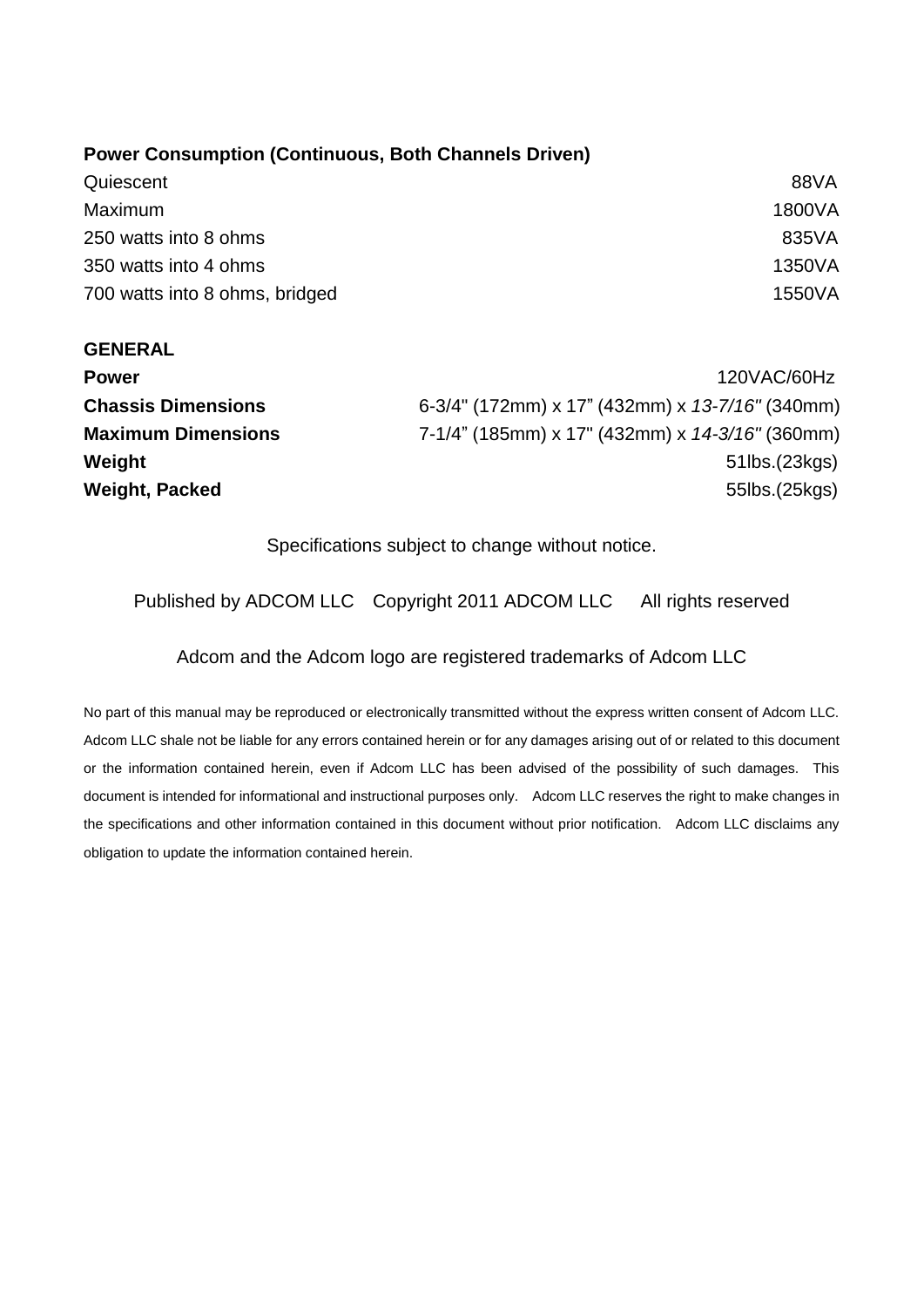**Power Consumption (Continuous, Both Channels Driven)**

| | |
|---|---|
| Quiescent | 88VA |
| Maximum | 1800VA |
| 250 watts into 8 ohms | 835VA |
| 350 watts into 4 ohms | 1350VA |
| 700 watts into 8 ohms, bridged | 1550VA |

**GENERAL**

| | |
|---|---|
| **Power** | 120VAC/60Hz |
| **Chassis Dimensions** | 6-3/4" (172mm) x 17" (432mm) x *13-7/16"* (340mm) |
| **Maximum Dimensions** | 7-1/4" (185mm) x 17" (432mm) x *14-3/16"* (360mm) |
| **Weight** | 51lbs.(23kgs) |
| **Weight, Packed** | 55lbs.(25kgs) |

Specifications subject to change without notice.

Published by ADCOM LLC Copyright 2011 ADCOM LLC All rights reserved

Adcom and the Adcom logo are registered trademarks of Adcom LLC

No part of this manual may be reproduced or electronically transmitted without the express written consent of Adcom LLC. Adcom LLC shale not be liable for any errors contained herein or for any damages arising out of or related to this document or the information contained herein, even if Adcom LLC has been advised of the possibility of such damages. This document is intended for informational and instructional purposes only. Adcom LLC reserves the right to make changes in the specifications and other information contained in this document without prior notification. Adcom LLC disclaims any obligation to update the information contained herein.